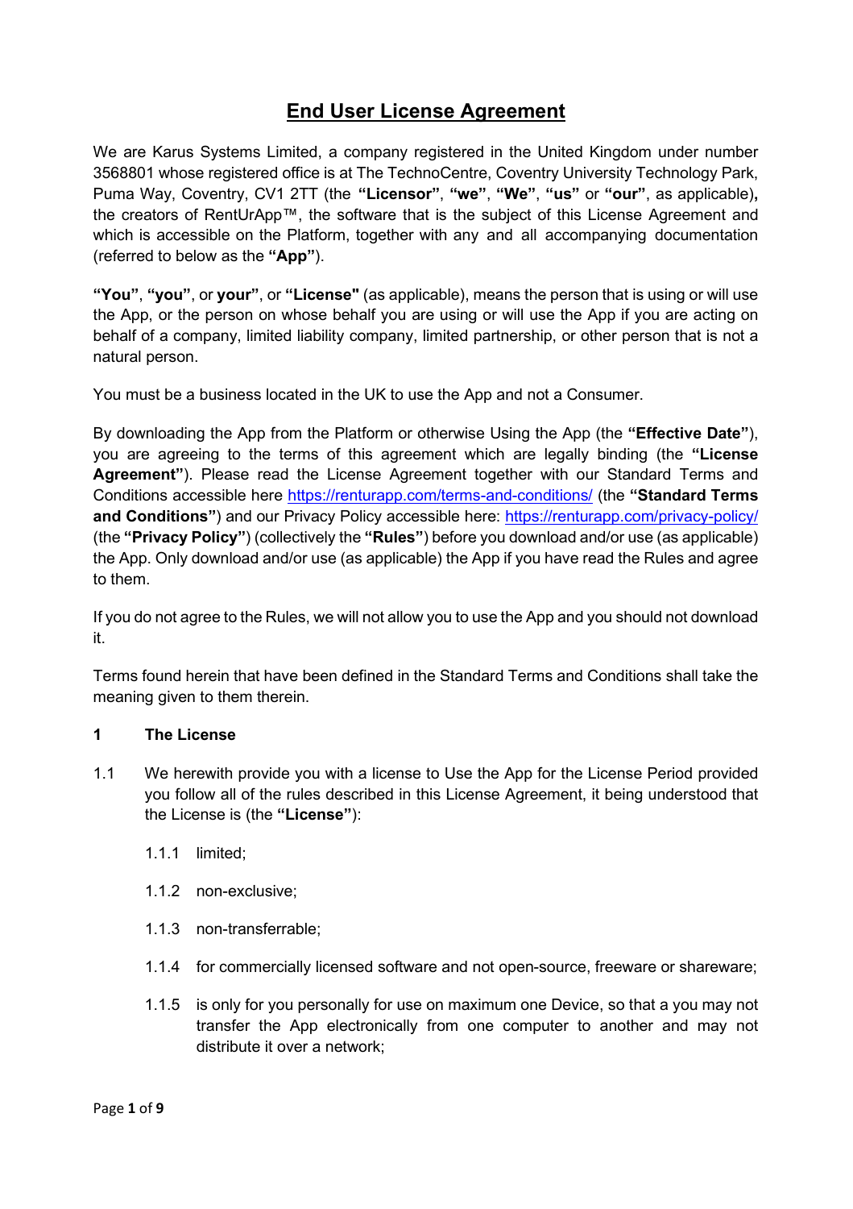# End User License Agreement

We are Karus Systems Limited, a company registered in the United Kingdom under number 3568801 whose registered office is at The TechnoCentre, Coventry University Technology Park, Puma Way, Coventry, CV1 2TT (the **"Licensor"**, **"we"**, **"We"**, **"us"** or **"our"**, as applicable)**,** the creators of RentUrApp™, the software that is the subject of this License Agreement and which is accessible on the Platform, together with any and all accompanying documentation (referred to below as the **"App"**).

**"You"**, **"you"**, or **your"**, or **"License"** (as applicable), means the person that is using or will use the App, or the person on whose behalf you are using or will use the App if you are acting on behalf of a company, limited liability company, limited partnership, or other person that is not a natural person.

You must be a business located in the UK to use the App and not a Consumer.

By downloading the App from the Platform or otherwise Using the App (the **"Effective Date"**), you are agreeing to the terms of this agreement which are legally binding (the **"License Agreement"**). Please read the License Agreement together with our Standard Terms and Conditions accessible here https://renturapp.com/terms-and-conditions/ (the **"Standard Terms and Conditions"**) and our Privacy Policy accessible here: https://renturapp.com/privacy-policy/ (the **"Privacy Policy"**) (collectively the **"Rules"**) before you download and/or use (as applicable) the App. Only download and/or use (as applicable) the App if you have read the Rules and agree to them.

If you do not agree to the Rules, we will not allow you to use the App and you should not download it.

Terms found herein that have been defined in the Standard Terms and Conditions shall take the meaning given to them therein.

**1 The License**

1.1 We herewith provide you with a license to Use the App for the License Period provided you follow all of the rules described in this License Agreement, it being understood that the License is (the **"License"**):

- 1.1.1 limited;
- 1.1.2 non-exclusive;
- 1.1.3 non-transferrable;
- 1.1.4 for commercially licensed software and not open-source, freeware or shareware;
- 1.1.5 is only for you personally for use on maximum one Device, so that a you may not transfer the App electronically from one computer to another and may not distribute it over a network;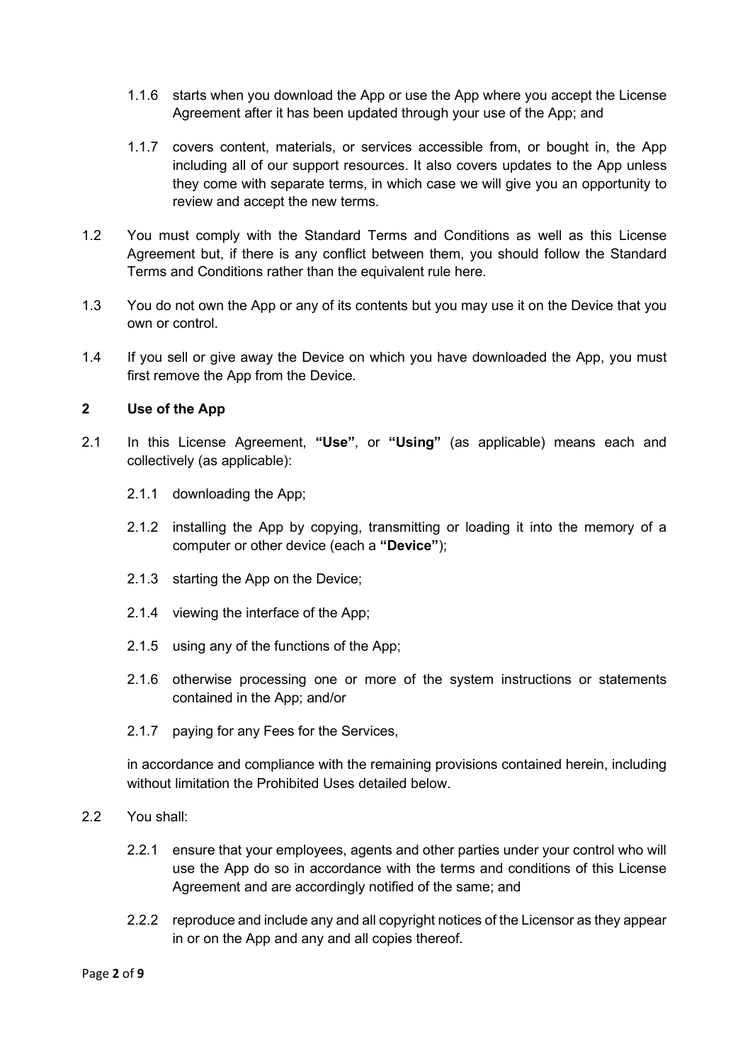1.1.6 starts when you download the App or use the App where you accept the License Agreement after it has been updated through your use of the App; and

1.1.7 covers content, materials, or services accessible from, or bought in, the App including all of our support resources. It also covers updates to the App unless they come with separate terms, in which case we will give you an opportunity to review and accept the new terms.

1.2 You must comply with the Standard Terms and Conditions as well as this License Agreement but, if there is any conflict between them, you should follow the Standard Terms and Conditions rather than the equivalent rule here.

1.3 You do not own the App or any of its contents but you may use it on the Device that you own or control.

1.4 If you sell or give away the Device on which you have downloaded the App, you must first remove the App from the Device.

## 2 Use of the App

2.1 In this License Agreement, **"Use"**, or **"Using"** (as applicable) means each and collectively (as applicable):

2.1.1 downloading the App;

2.1.2 installing the App by copying, transmitting or loading it into the memory of a computer or other device (each a **"Device"**);

2.1.3 starting the App on the Device;

2.1.4 viewing the interface of the App;

2.1.5 using any of the functions of the App;

2.1.6 otherwise processing one or more of the system instructions or statements contained in the App; and/or

2.1.7 paying for any Fees for the Services,

in accordance and compliance with the remaining provisions contained herein, including without limitation the Prohibited Uses detailed below.

2.2 You shall:

2.2.1 ensure that your employees, agents and other parties under your control who will use the App do so in accordance with the terms and conditions of this License Agreement and are accordingly notified of the same; and

2.2.2 reproduce and include any and all copyright notices of the Licensor as they appear in or on the App and any and all copies thereof.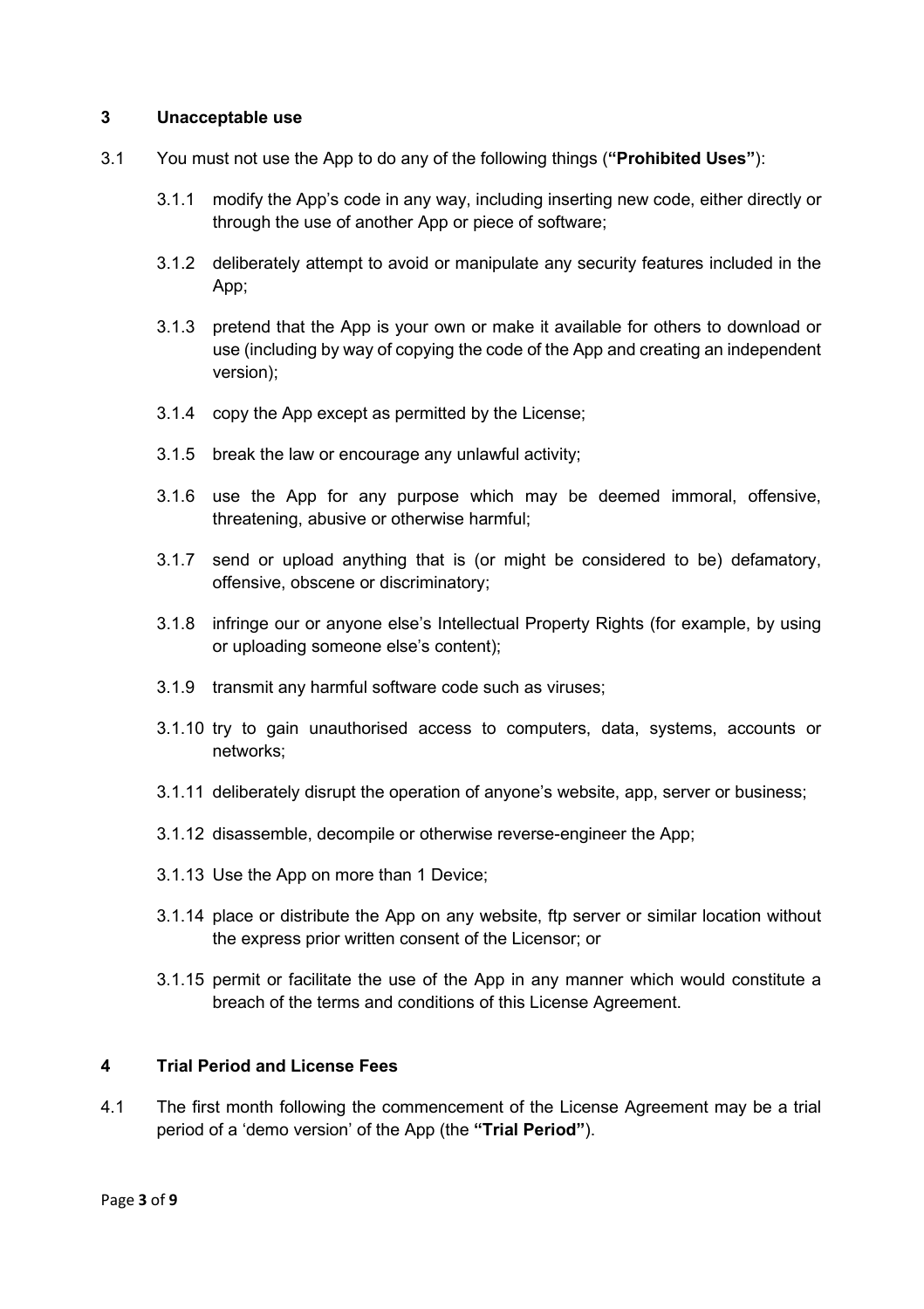## 3 Unacceptable use

3.1 You must not use the App to do any of the following things (**"Prohibited Uses"**):

3.1.1 modify the App's code in any way, including inserting new code, either directly or through the use of another App or piece of software;

3.1.2 deliberately attempt to avoid or manipulate any security features included in the App;

3.1.3 pretend that the App is your own or make it available for others to download or use (including by way of copying the code of the App and creating an independent version);

3.1.4 copy the App except as permitted by the License;

3.1.5 break the law or encourage any unlawful activity;

3.1.6 use the App for any purpose which may be deemed immoral, offensive, threatening, abusive or otherwise harmful;

3.1.7 send or upload anything that is (or might be considered to be) defamatory, offensive, obscene or discriminatory;

3.1.8 infringe our or anyone else's Intellectual Property Rights (for example, by using or uploading someone else's content);

3.1.9 transmit any harmful software code such as viruses;

3.1.10 try to gain unauthorised access to computers, data, systems, accounts or networks;

3.1.11 deliberately disrupt the operation of anyone's website, app, server or business;

3.1.12 disassemble, decompile or otherwise reverse-engineer the App;

3.1.13 Use the App on more than 1 Device;

3.1.14 place or distribute the App on any website, ftp server or similar location without the express prior written consent of the Licensor; or

3.1.15 permit or facilitate the use of the App in any manner which would constitute a breach of the terms and conditions of this License Agreement.

## 4 Trial Period and License Fees

4.1 The first month following the commencement of the License Agreement may be a trial period of a 'demo version' of the App (the **"Trial Period"**).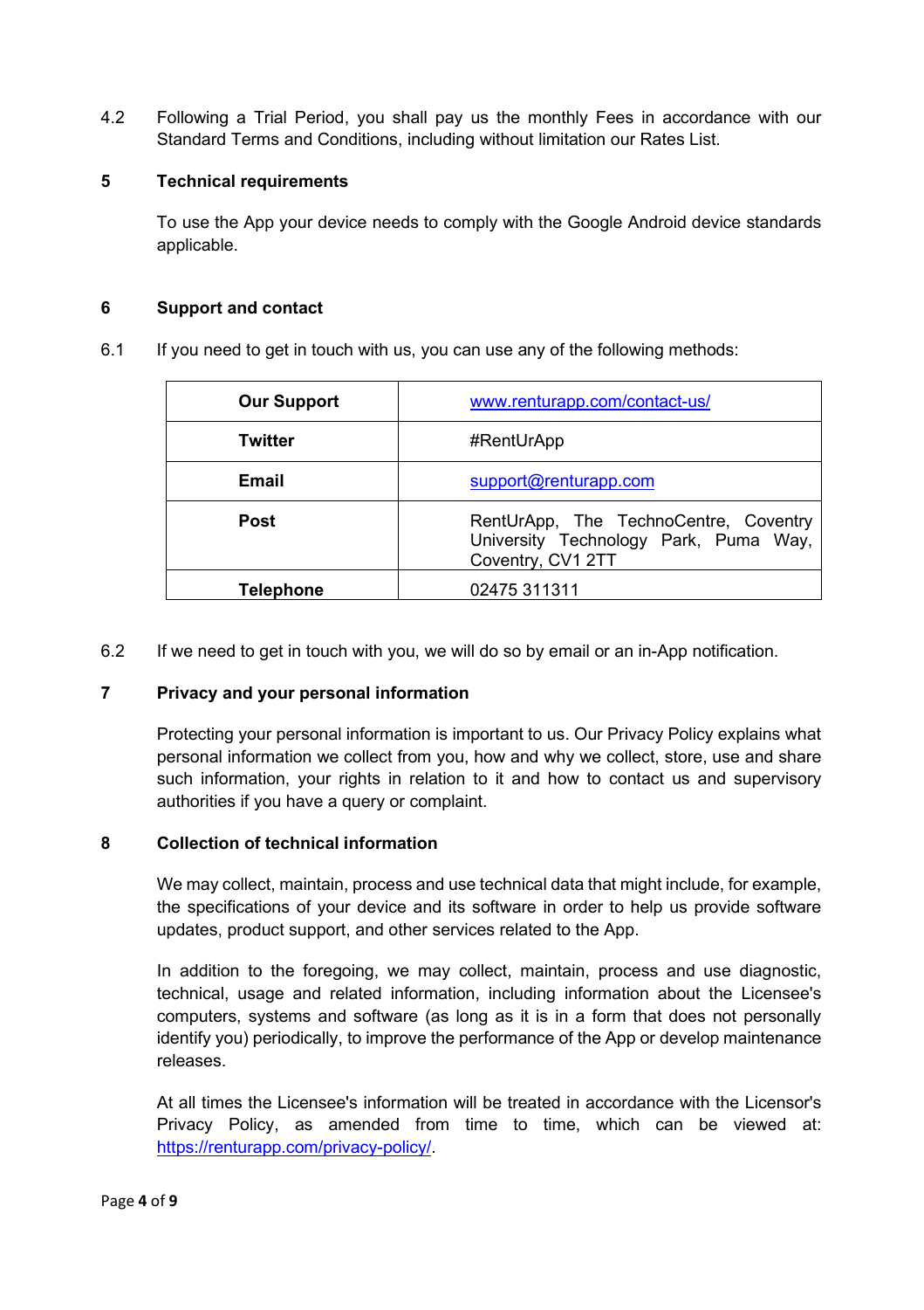4.2 Following a Trial Period, you shall pay us the monthly Fees in accordance with our Standard Terms and Conditions, including without limitation our Rates List.

## 5 Technical requirements

To use the App your device needs to comply with the Google Android device standards applicable.

## 6 Support and contact

6.1 If you need to get in touch with us, you can use any of the following methods:

| | |
|---|---|
| **Our Support** | www.renturapp.com/contact-us/ |
| **Twitter** | #RentUrApp |
| **Email** | support@renturapp.com |
| **Post** | RentUrApp, The TechnoCentre, Coventry University Technology Park, Puma Way, Coventry, CV1 2TT |
| **Telephone** | 02475 311311 |

6.2 If we need to get in touch with you, we will do so by email or an in-App notification.

## 7 Privacy and your personal information

Protecting your personal information is important to us. Our Privacy Policy explains what personal information we collect from you, how and why we collect, store, use and share such information, your rights in relation to it and how to contact us and supervisory authorities if you have a query or complaint.

## 8 Collection of technical information

We may collect, maintain, process and use technical data that might include, for example, the specifications of your device and its software in order to help us provide software updates, product support, and other services related to the App.

In addition to the foregoing, we may collect, maintain, process and use diagnostic, technical, usage and related information, including information about the Licensee's computers, systems and software (as long as it is in a form that does not personally identify you) periodically, to improve the performance of the App or develop maintenance releases.

At all times the Licensee's information will be treated in accordance with the Licensor's Privacy Policy, as amended from time to time, which can be viewed at: https://renturapp.com/privacy-policy/.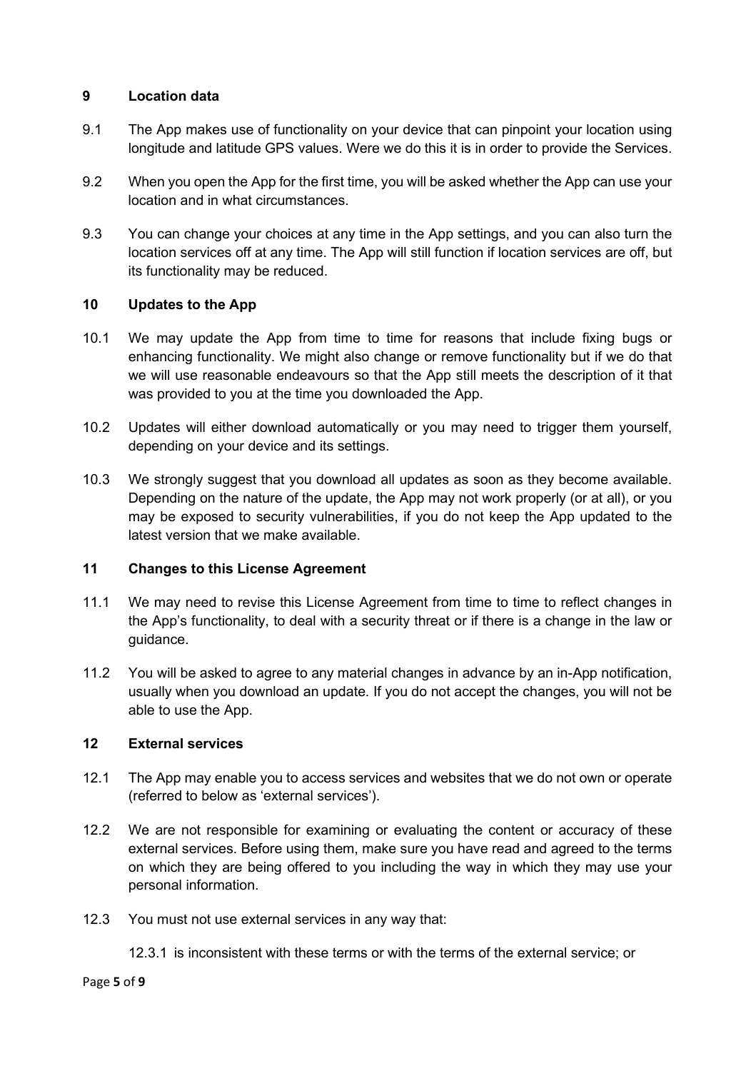## 9 Location data

9.1 The App makes use of functionality on your device that can pinpoint your location using longitude and latitude GPS values. Were we do this it is in order to provide the Services.

9.2 When you open the App for the first time, you will be asked whether the App can use your location and in what circumstances.

9.3 You can change your choices at any time in the App settings, and you can also turn the location services off at any time. The App will still function if location services are off, but its functionality may be reduced.

## 10 Updates to the App

10.1 We may update the App from time to time for reasons that include fixing bugs or enhancing functionality. We might also change or remove functionality but if we do that we will use reasonable endeavours so that the App still meets the description of it that was provided to you at the time you downloaded the App.

10.2 Updates will either download automatically or you may need to trigger them yourself, depending on your device and its settings.

10.3 We strongly suggest that you download all updates as soon as they become available. Depending on the nature of the update, the App may not work properly (or at all), or you may be exposed to security vulnerabilities, if you do not keep the App updated to the latest version that we make available.

## 11 Changes to this License Agreement

11.1 We may need to revise this License Agreement from time to time to reflect changes in the App's functionality, to deal with a security threat or if there is a change in the law or guidance.

11.2 You will be asked to agree to any material changes in advance by an in-App notification, usually when you download an update. If you do not accept the changes, you will not be able to use the App.

## 12 External services

12.1 The App may enable you to access services and websites that we do not own or operate (referred to below as 'external services').

12.2 We are not responsible for examining or evaluating the content or accuracy of these external services. Before using them, make sure you have read and agreed to the terms on which they are being offered to you including the way in which they may use your personal information.

12.3 You must not use external services in any way that:

12.3.1 is inconsistent with these terms or with the terms of the external service; or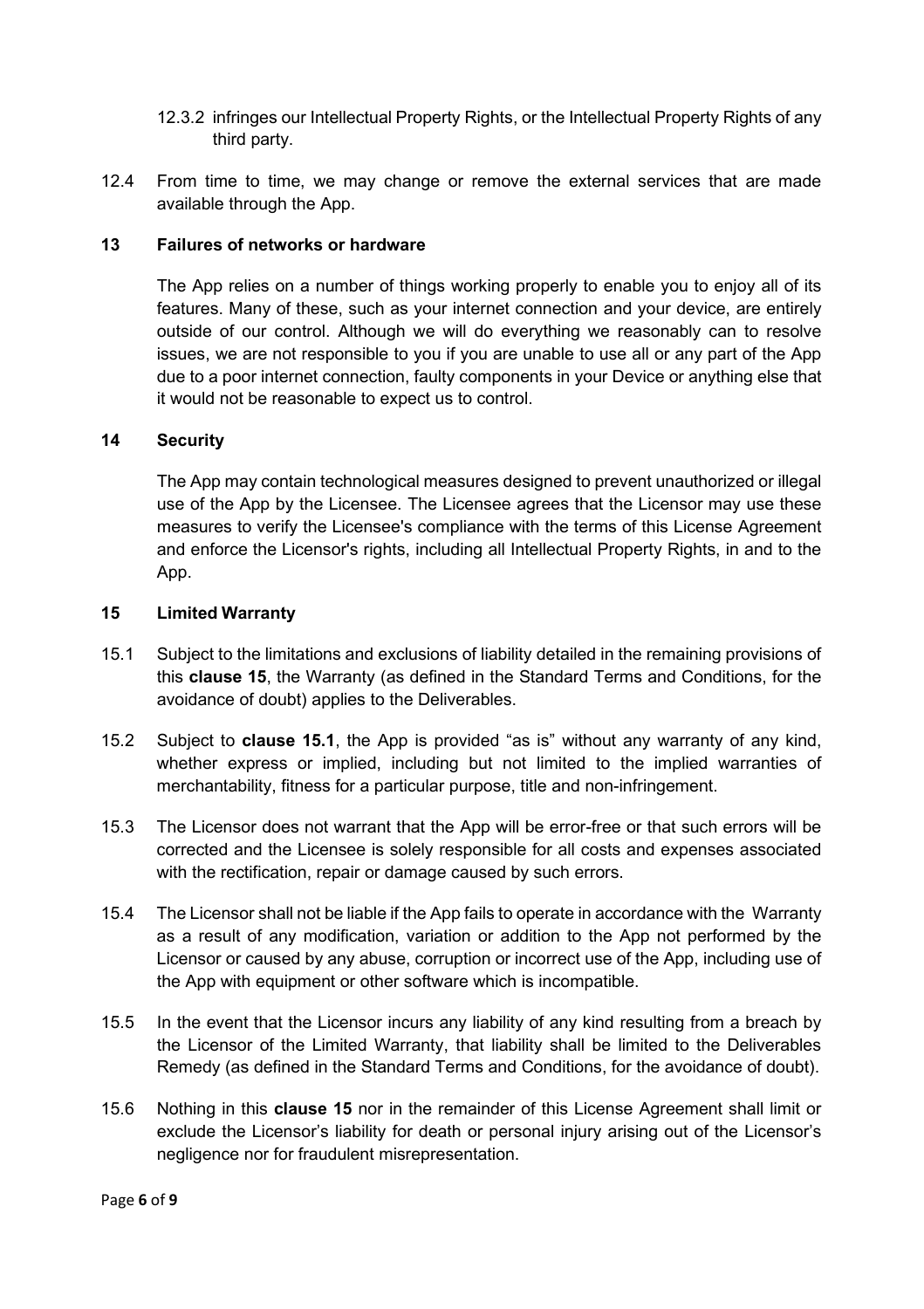12.3.2 infringes our Intellectual Property Rights, or the Intellectual Property Rights of any third party.

12.4 From time to time, we may change or remove the external services that are made available through the App.

## 13 Failures of networks or hardware

The App relies on a number of things working properly to enable you to enjoy all of its features. Many of these, such as your internet connection and your device, are entirely outside of our control. Although we will do everything we reasonably can to resolve issues, we are not responsible to you if you are unable to use all or any part of the App due to a poor internet connection, faulty components in your Device or anything else that it would not be reasonable to expect us to control.

## 14 Security

The App may contain technological measures designed to prevent unauthorized or illegal use of the App by the Licensee. The Licensee agrees that the Licensor may use these measures to verify the Licensee's compliance with the terms of this License Agreement and enforce the Licensor's rights, including all Intellectual Property Rights, in and to the App.

## 15 Limited Warranty

15.1 Subject to the limitations and exclusions of liability detailed in the remaining provisions of this **clause 15**, the Warranty (as defined in the Standard Terms and Conditions, for the avoidance of doubt) applies to the Deliverables.

15.2 Subject to **clause 15.1**, the App is provided "as is" without any warranty of any kind, whether express or implied, including but not limited to the implied warranties of merchantability, fitness for a particular purpose, title and non-infringement.

15.3 The Licensor does not warrant that the App will be error-free or that such errors will be corrected and the Licensee is solely responsible for all costs and expenses associated with the rectification, repair or damage caused by such errors.

15.4 The Licensor shall not be liable if the App fails to operate in accordance with the Warranty as a result of any modification, variation or addition to the App not performed by the Licensor or caused by any abuse, corruption or incorrect use of the App, including use of the App with equipment or other software which is incompatible.

15.5 In the event that the Licensor incurs any liability of any kind resulting from a breach by the Licensor of the Limited Warranty, that liability shall be limited to the Deliverables Remedy (as defined in the Standard Terms and Conditions, for the avoidance of doubt).

15.6 Nothing in this **clause 15** nor in the remainder of this License Agreement shall limit or exclude the Licensor's liability for death or personal injury arising out of the Licensor's negligence nor for fraudulent misrepresentation.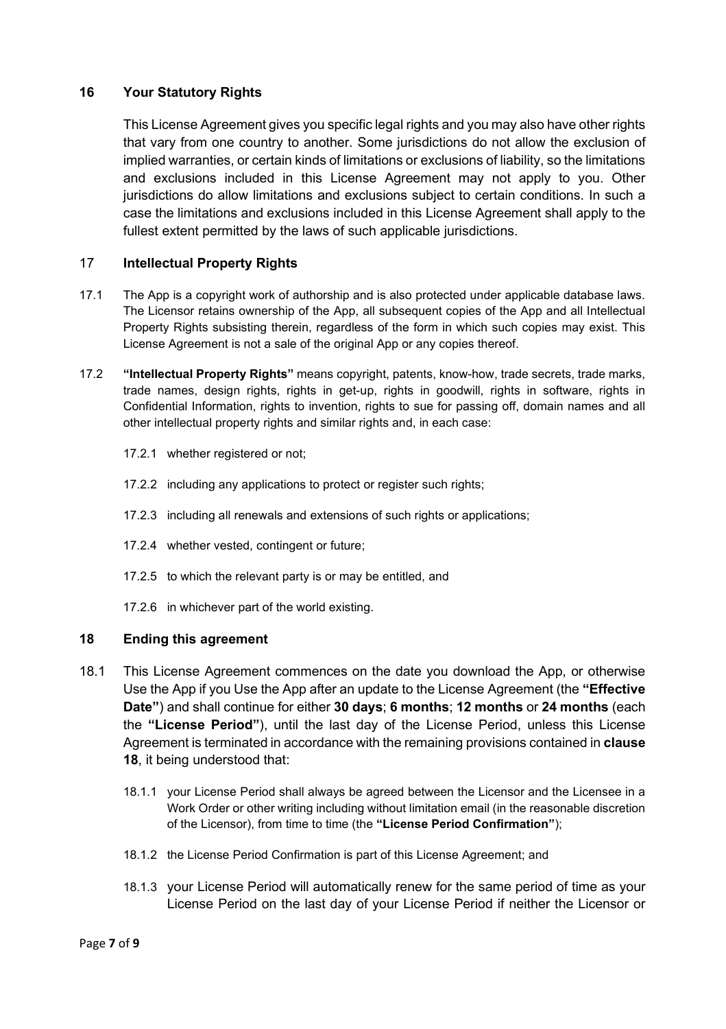## 16 Your Statutory Rights

This License Agreement gives you specific legal rights and you may also have other rights that vary from one country to another. Some jurisdictions do not allow the exclusion of implied warranties, or certain kinds of limitations or exclusions of liability, so the limitations and exclusions included in this License Agreement may not apply to you. Other jurisdictions do allow limitations and exclusions subject to certain conditions. In such a case the limitations and exclusions included in this License Agreement shall apply to the fullest extent permitted by the laws of such applicable jurisdictions.

## 17 Intellectual Property Rights

17.1 The App is a copyright work of authorship and is also protected under applicable database laws. The Licensor retains ownership of the App, all subsequent copies of the App and all Intellectual Property Rights subsisting therein, regardless of the form in which such copies may exist. This License Agreement is not a sale of the original App or any copies thereof.

17.2 **"Intellectual Property Rights"** means copyright, patents, know-how, trade secrets, trade marks, trade names, design rights, rights in get-up, rights in goodwill, rights in software, rights in Confidential Information, rights to invention, rights to sue for passing off, domain names and all other intellectual property rights and similar rights and, in each case:

- 17.2.1 whether registered or not;
- 17.2.2 including any applications to protect or register such rights;
- 17.2.3 including all renewals and extensions of such rights or applications;
- 17.2.4 whether vested, contingent or future;
- 17.2.5 to which the relevant party is or may be entitled, and
- 17.2.6 in whichever part of the world existing.

## 18 Ending this agreement

18.1 This License Agreement commences on the date you download the App, or otherwise Use the App if you Use the App after an update to the License Agreement (the **"Effective Date"**) and shall continue for either **30 days**; **6 months**; **12 months** or **24 months** (each the **"License Period"**), until the last day of the License Period, unless this License Agreement is terminated in accordance with the remaining provisions contained in **clause 18**, it being understood that:

- 18.1.1 your License Period shall always be agreed between the Licensor and the Licensee in a Work Order or other writing including without limitation email (in the reasonable discretion of the Licensor), from time to time (the **"License Period Confirmation"**);
- 18.1.2 the License Period Confirmation is part of this License Agreement; and
- 18.1.3 your License Period will automatically renew for the same period of time as your License Period on the last day of your License Period if neither the Licensor or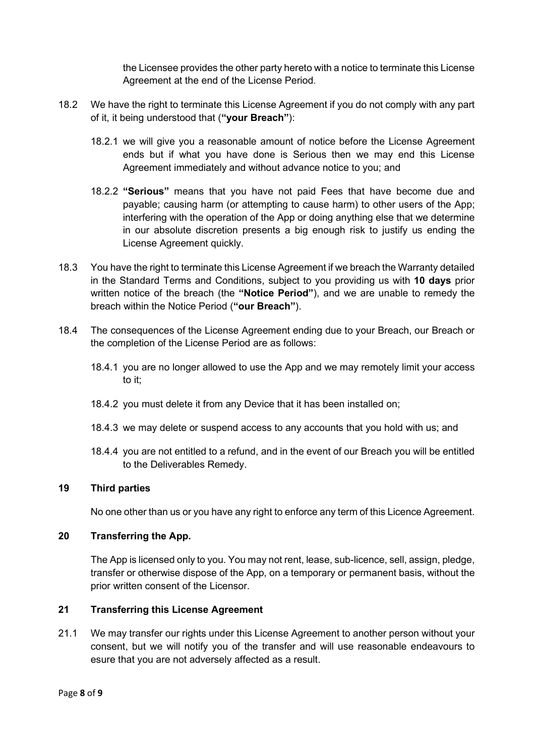the Licensee provides the other party hereto with a notice to terminate this License Agreement at the end of the License Period.

18.2 We have the right to terminate this License Agreement if you do not comply with any part of it, it being understood that (**"your Breach"**):

18.2.1 we will give you a reasonable amount of notice before the License Agreement ends but if what you have done is Serious then we may end this License Agreement immediately and without advance notice to you; and

18.2.2 **"Serious"** means that you have not paid Fees that have become due and payable; causing harm (or attempting to cause harm) to other users of the App; interfering with the operation of the App or doing anything else that we determine in our absolute discretion presents a big enough risk to justify us ending the License Agreement quickly.

18.3 You have the right to terminate this License Agreement if we breach the Warranty detailed in the Standard Terms and Conditions, subject to you providing us with **10 days** prior written notice of the breach (the **"Notice Period"**), and we are unable to remedy the breach within the Notice Period (**"our Breach"**).

18.4 The consequences of the License Agreement ending due to your Breach, our Breach or the completion of the License Period are as follows:

18.4.1 you are no longer allowed to use the App and we may remotely limit your access to it;

18.4.2 you must delete it from any Device that it has been installed on;

18.4.3 we may delete or suspend access to any accounts that you hold with us; and

18.4.4 you are not entitled to a refund, and in the event of our Breach you will be entitled to the Deliverables Remedy.

## 19 Third parties

No one other than us or you have any right to enforce any term of this Licence Agreement.

## 20 Transferring the App.

The App is licensed only to you. You may not rent, lease, sub-licence, sell, assign, pledge, transfer or otherwise dispose of the App, on a temporary or permanent basis, without the prior written consent of the Licensor.

## 21 Transferring this License Agreement

21.1 We may transfer our rights under this License Agreement to another person without your consent, but we will notify you of the transfer and will use reasonable endeavours to esure that you are not adversely affected as a result.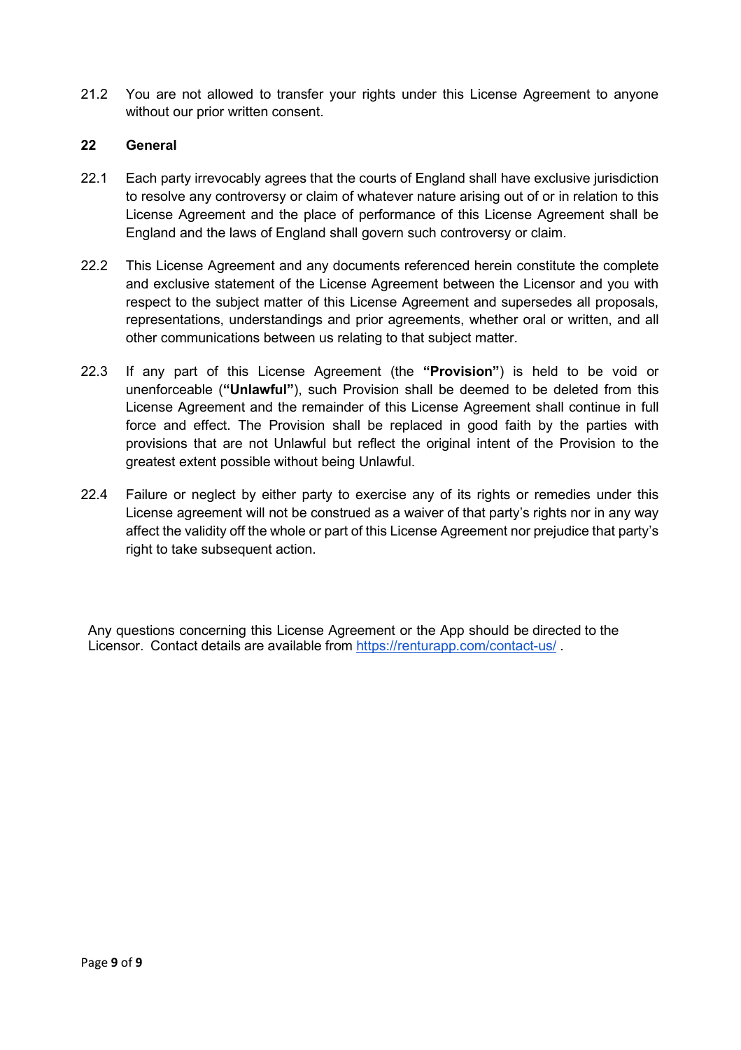21.2 You are not allowed to transfer your rights under this License Agreement to anyone without our prior written consent.

## 22 General

22.1 Each party irrevocably agrees that the courts of England shall have exclusive jurisdiction to resolve any controversy or claim of whatever nature arising out of or in relation to this License Agreement and the place of performance of this License Agreement shall be England and the laws of England shall govern such controversy or claim.

22.2 This License Agreement and any documents referenced herein constitute the complete and exclusive statement of the License Agreement between the Licensor and you with respect to the subject matter of this License Agreement and supersedes all proposals, representations, understandings and prior agreements, whether oral or written, and all other communications between us relating to that subject matter.

22.3 If any part of this License Agreement (the **"Provision"**) is held to be void or unenforceable (**"Unlawful"**), such Provision shall be deemed to be deleted from this License Agreement and the remainder of this License Agreement shall continue in full force and effect. The Provision shall be replaced in good faith by the parties with provisions that are not Unlawful but reflect the original intent of the Provision to the greatest extent possible without being Unlawful.

22.4 Failure or neglect by either party to exercise any of its rights or remedies under this License agreement will not be construed as a waiver of that party's rights nor in any way affect the validity off the whole or part of this License Agreement nor prejudice that party's right to take subsequent action.

Any questions concerning this License Agreement or the App should be directed to the Licensor. Contact details are available from [https://renturapp.com/contact-us/](https://renturapp.com/contact-us/) .